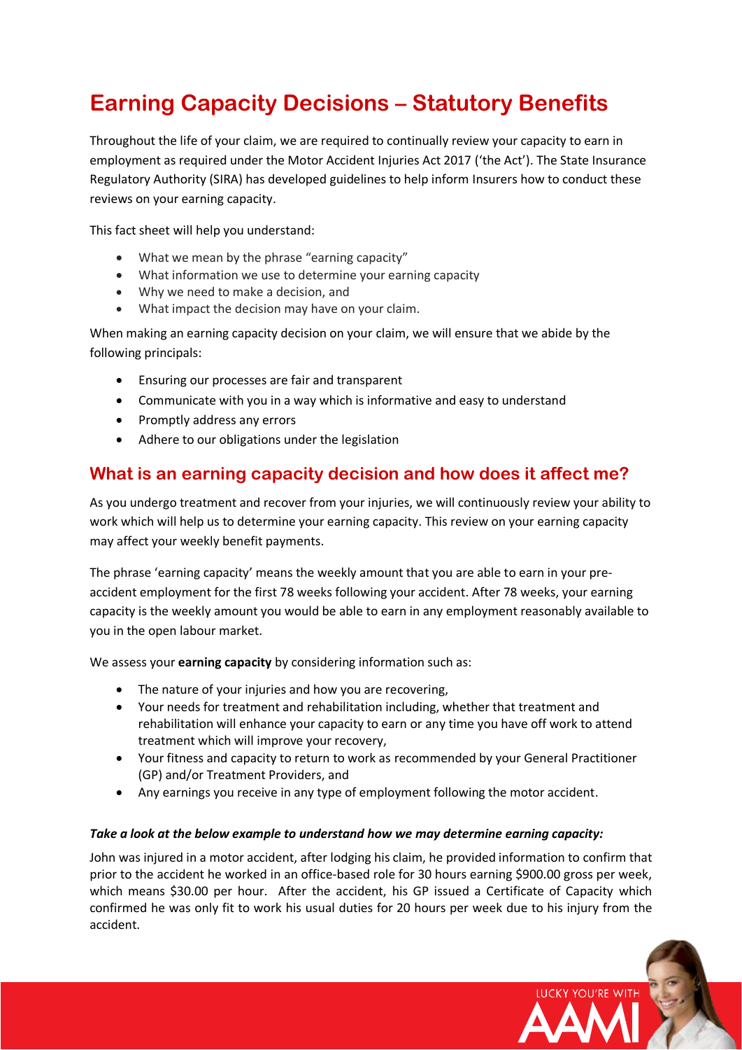# Earning Capacity Decisions – Statutory Benefits

Throughout the life of your claim, we are required to continually review your capacity to earn in employment as required under the Motor Accident Injuries Act 2017 ('the Act'). The State Insurance Regulatory Authority (SIRA) has developed guidelines to help inform Insurers how to conduct these reviews on your earning capacity.

This fact sheet will help you understand:

- What we mean by the phrase "earning capacity"
- What information we use to determine your earning capacity
- Why we need to make a decision, and
- What impact the decision may have on your claim.

When making an earning capacity decision on your claim, we will ensure that we abide by the following principals:

- Ensuring our processes are fair and transparent
- Communicate with you in a way which is informative and easy to understand
- Promptly address any errors
- Adhere to our obligations under the legislation

## What is an earning capacity decision and how does it affect me?

As you undergo treatment and recover from your injuries, we will continuously review your ability to work which will help us to determine your earning capacity. This review on your earning capacity may affect your weekly benefit payments.

The phrase 'earning capacity' means the weekly amount that you are able to earn in your pre-accident employment for the first 78 weeks following your accident. After 78 weeks, your earning capacity is the weekly amount you would be able to earn in any employment reasonably available to you in the open labour market.

We assess your **earning capacity** by considering information such as:

- The nature of your injuries and how you are recovering,
- Your needs for treatment and rehabilitation including, whether that treatment and rehabilitation will enhance your capacity to earn or any time you have off work to attend treatment which will improve your recovery,
- Your fitness and capacity to return to work as recommended by your General Practitioner (GP) and/or Treatment Providers, and
- Any earnings you receive in any type of employment following the motor accident.

***Take a look at the below example to understand how we may determine earning capacity:***

John was injured in a motor accident, after lodging his claim, he provided information to confirm that prior to the accident he worked in an office-based role for 30 hours earning $900.00 gross per week, which means $30.00 per hour. After the accident, his GP issued a Certificate of Capacity which confirmed he was only fit to work his usual duties for 20 hours per week due to his injury from the accident.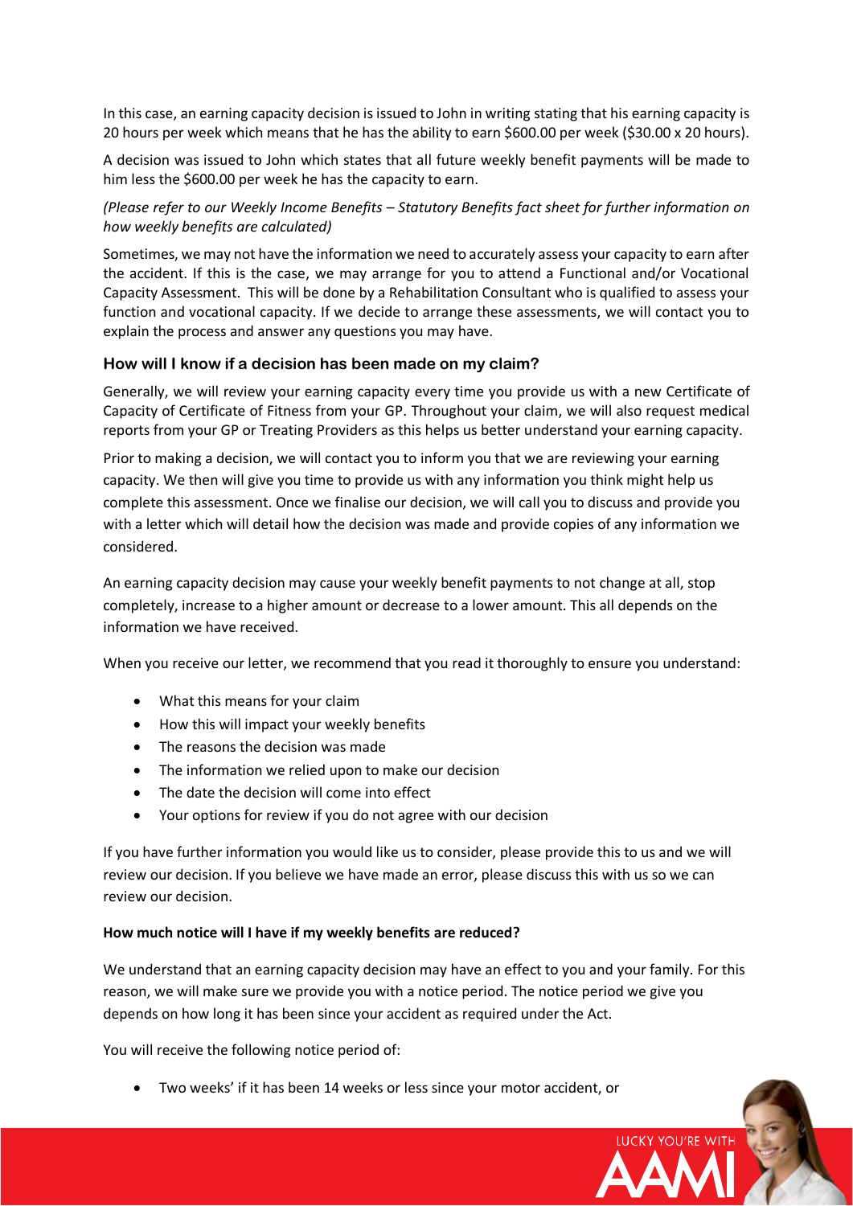In this case, an earning capacity decision is issued to John in writing stating that his earning capacity is 20 hours per week which means that he has the ability to earn $600.00 per week ($30.00 x 20 hours).

A decision was issued to John which states that all future weekly benefit payments will be made to him less the $600.00 per week he has the capacity to earn.

*(Please refer to our Weekly Income Benefits – Statutory Benefits fact sheet for further information on how weekly benefits are calculated)*

Sometimes, we may not have the information we need to accurately assess your capacity to earn after the accident. If this is the case, we may arrange for you to attend a Functional and/or Vocational Capacity Assessment. This will be done by a Rehabilitation Consultant who is qualified to assess your function and vocational capacity. If we decide to arrange these assessments, we will contact you to explain the process and answer any questions you may have.

### How will I know if a decision has been made on my claim?

Generally, we will review your earning capacity every time you provide us with a new Certificate of Capacity of Certificate of Fitness from your GP. Throughout your claim, we will also request medical reports from your GP or Treating Providers as this helps us better understand your earning capacity.

Prior to making a decision, we will contact you to inform you that we are reviewing your earning capacity. We then will give you time to provide us with any information you think might help us complete this assessment. Once we finalise our decision, we will call you to discuss and provide you with a letter which will detail how the decision was made and provide copies of any information we considered.

An earning capacity decision may cause your weekly benefit payments to not change at all, stop completely, increase to a higher amount or decrease to a lower amount. This all depends on the information we have received.

When you receive our letter, we recommend that you read it thoroughly to ensure you understand:

- What this means for your claim
- How this will impact your weekly benefits
- The reasons the decision was made
- The information we relied upon to make our decision
- The date the decision will come into effect
- Your options for review if you do not agree with our decision

If you have further information you would like us to consider, please provide this to us and we will review our decision. If you believe we have made an error, please discuss this with us so we can review our decision.

**How much notice will I have if my weekly benefits are reduced?**

We understand that an earning capacity decision may have an effect to you and your family. For this reason, we will make sure we provide you with a notice period. The notice period we give you depends on how long it has been since your accident as required under the Act.

You will receive the following notice period of:

- Two weeks' if it has been 14 weeks or less since your motor accident, or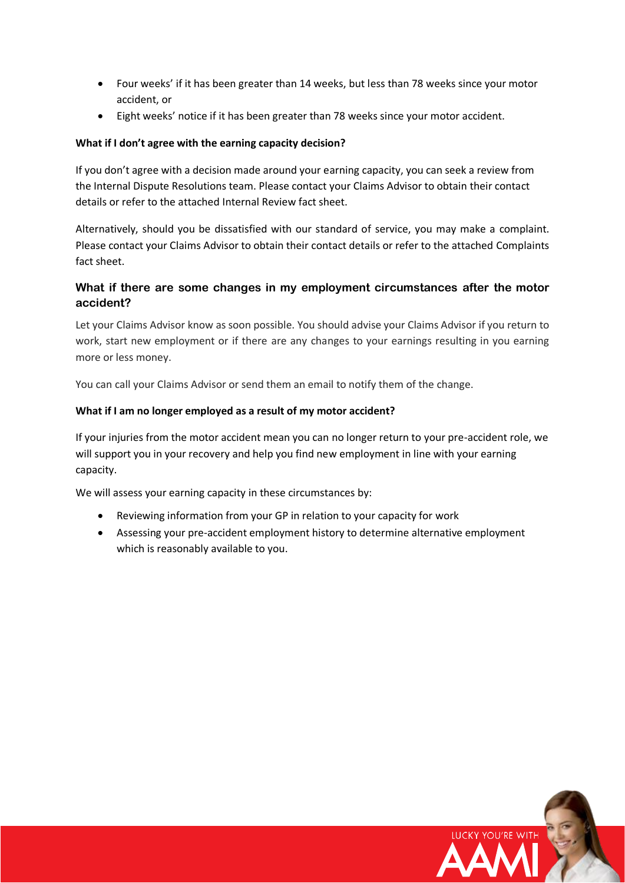- Four weeks' if it has been greater than 14 weeks, but less than 78 weeks since your motor accident, or
- Eight weeks' notice if it has been greater than 78 weeks since your motor accident.

**What if I don't agree with the earning capacity decision?**

If you don't agree with a decision made around your earning capacity, you can seek a review from the Internal Dispute Resolutions team. Please contact your Claims Advisor to obtain their contact details or refer to the attached Internal Review fact sheet.

Alternatively, should you be dissatisfied with our standard of service, you may make a complaint. Please contact your Claims Advisor to obtain their contact details or refer to the attached Complaints fact sheet.

### What if there are some changes in my employment circumstances after the motor accident?

Let your Claims Advisor know as soon possible. You should advise your Claims Advisor if you return to work, start new employment or if there are any changes to your earnings resulting in you earning more or less money.

You can call your Claims Advisor or send them an email to notify them of the change.

**What if I am no longer employed as a result of my motor accident?**

If your injuries from the motor accident mean you can no longer return to your pre-accident role, we will support you in your recovery and help you find new employment in line with your earning capacity.

We will assess your earning capacity in these circumstances by:

- Reviewing information from your GP in relation to your capacity for work
- Assessing your pre-accident employment history to determine alternative employment which is reasonably available to you.